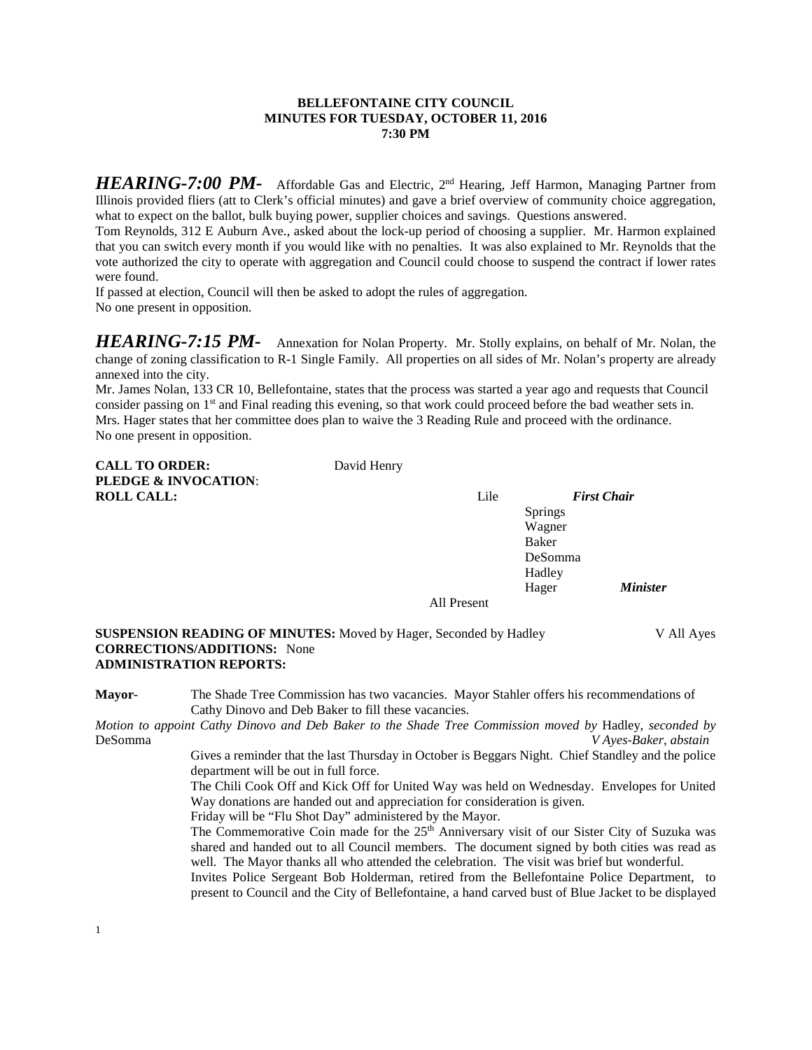**BELLEFONTAINE CITY COUNCIL**
**MINUTES FOR TUESDAY, OCTOBER 11, 2016**
**7:30 PM**

***HEARING-7:00 PM-*** Affordable Gas and Electric, 2nd Hearing, Jeff Harmon, Managing Partner from Illinois provided fliers (att to Clerk's official minutes) and gave a brief overview of community choice aggregation, what to expect on the ballot, bulk buying power, supplier choices and savings. Questions answered.

Tom Reynolds, 312 E Auburn Ave., asked about the lock-up period of choosing a supplier. Mr. Harmon explained that you can switch every month if you would like with no penalties. It was also explained to Mr. Reynolds that the vote authorized the city to operate with aggregation and Council could choose to suspend the contract if lower rates were found.

If passed at election, Council will then be asked to adopt the rules of aggregation.

No one present in opposition.

***HEARING-7:15 PM-*** Annexation for Nolan Property. Mr. Stolly explains, on behalf of Mr. Nolan, the change of zoning classification to R-1 Single Family. All properties on all sides of Mr. Nolan's property are already annexed into the city.

Mr. James Nolan, 133 CR 10, Bellefontaine, states that the process was started a year ago and requests that Council consider passing on 1st and Final reading this evening, so that work could proceed before the bad weather sets in.

Mrs. Hager states that her committee does plan to waive the 3 Reading Rule and proceed with the ordinance.

No one present in opposition.

**CALL TO ORDER:** David Henry

**PLEDGE & INVOCATION**:

**ROLL CALL:**

Lile *First Chair*
Springs
Wagner
Baker
DeSomma
Hadley
Hager *Minister*

All Present

**SUSPENSION READING OF MINUTES:** Moved by Hager, Seconded by Hadley V All Ayes

**CORRECTIONS/ADDITIONS:** None

**ADMINISTRATION REPORTS:**

**Mayor-** The Shade Tree Commission has two vacancies. Mayor Stahler offers his recommendations of Cathy Dinovo and Deb Baker to fill these vacancies.

*Motion to appoint Cathy Dinovo and Deb Baker to the Shade Tree Commission moved by* Hadley, *seconded by* DeSomma *V Ayes-Baker, abstain*

Gives a reminder that the last Thursday in October is Beggars Night. Chief Standley and the police department will be out in full force.

The Chili Cook Off and Kick Off for United Way was held on Wednesday. Envelopes for United Way donations are handed out and appreciation for consideration is given.

Friday will be "Flu Shot Day" administered by the Mayor.

The Commemorative Coin made for the 25th Anniversary visit of our Sister City of Suzuka was shared and handed out to all Council members. The document signed by both cities was read as well. The Mayor thanks all who attended the celebration. The visit was brief but wonderful.

Invites Police Sergeant Bob Holderman, retired from the Bellefontaine Police Department, to present to Council and the City of Bellefontaine, a hand carved bust of Blue Jacket to be displayed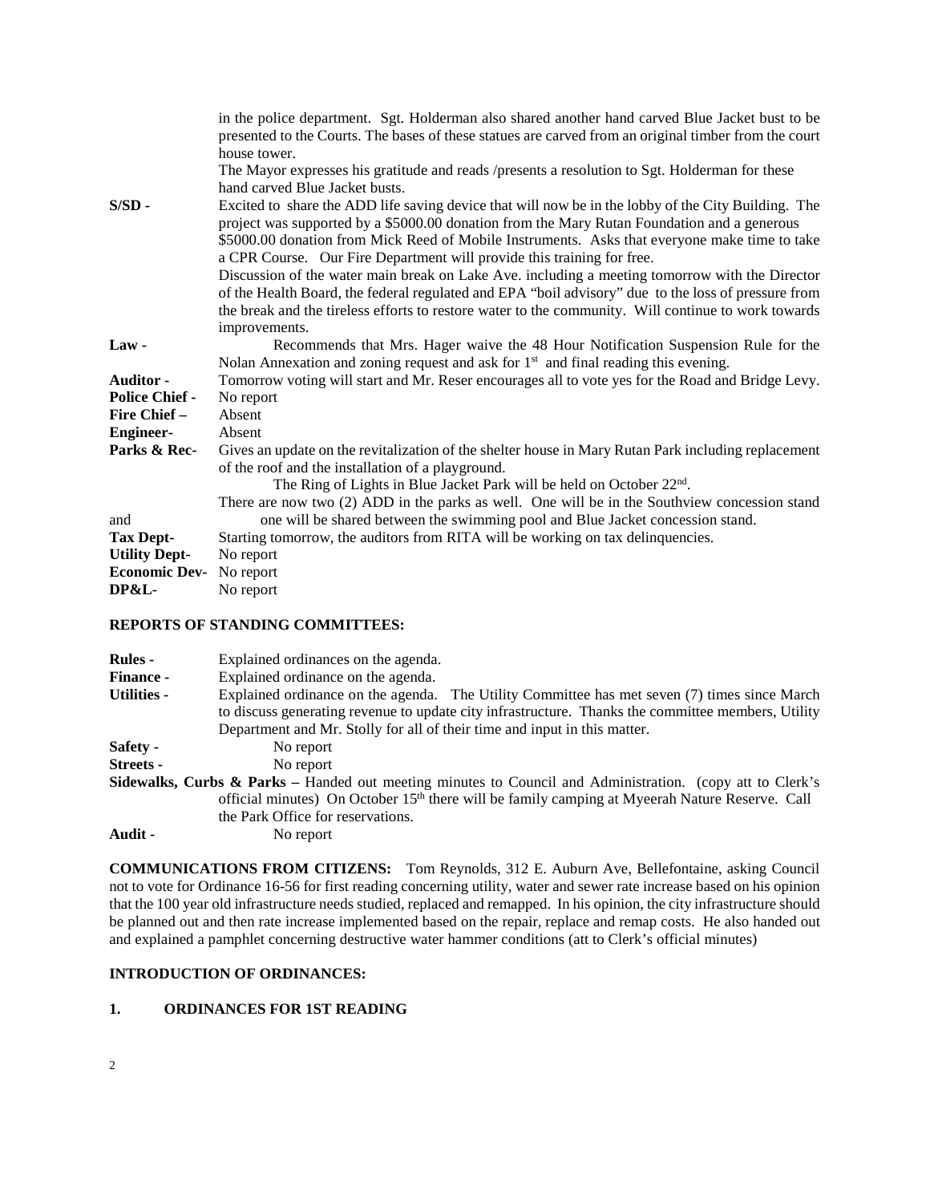in the police department. Sgt. Holderman also shared another hand carved Blue Jacket bust to be presented to the Courts. The bases of these statues are carved from an original timber from the court house tower.

The Mayor expresses his gratitude and reads /presents a resolution to Sgt. Holderman for these hand carved Blue Jacket busts.

**S/SD -** Excited to share the ADD life saving device that will now be in the lobby of the City Building. The project was supported by a $5000.00 donation from the Mary Rutan Foundation and a generous $5000.00 donation from Mick Reed of Mobile Instruments. Asks that everyone make time to take a CPR Course. Our Fire Department will provide this training for free.

Discussion of the water main break on Lake Ave. including a meeting tomorrow with the Director of the Health Board, the federal regulated and EPA "boil advisory" due to the loss of pressure from the break and the tireless efforts to restore water to the community. Will continue to work towards improvements.

**Law -** Recommends that Mrs. Hager waive the 48 Hour Notification Suspension Rule for the Nolan Annexation and zoning request and ask for 1st and final reading this evening.

**Auditor -** Tomorrow voting will start and Mr. Reser encourages all to vote yes for the Road and Bridge Levy.

**Police Chief -** No report

**Fire Chief –** Absent

**Engineer-** Absent

**Parks & Rec-** Gives an update on the revitalization of the shelter house in Mary Rutan Park including replacement of the roof and the installation of a playground.

The Ring of Lights in Blue Jacket Park will be held on October 22nd.

There are now two (2) ADD in the parks as well. One will be in the Southview concession stand and one will be shared between the swimming pool and Blue Jacket concession stand.

**Tax Dept-** Starting tomorrow, the auditors from RITA will be working on tax delinquencies.

**Utility Dept-** No report

**Economic Dev-** No report

**DP&L-** No report

**REPORTS OF STANDING COMMITTEES:**

**Rules -** Explained ordinances on the agenda.

**Finance -** Explained ordinance on the agenda.

**Utilities -** Explained ordinance on the agenda. The Utility Committee has met seven (7) times since March to discuss generating revenue to update city infrastructure. Thanks the committee members, Utility Department and Mr. Stolly for all of their time and input in this matter.

**Safety -** No report

**Streets -** No report

**Sidewalks, Curbs & Parks –** Handed out meeting minutes to Council and Administration. (copy att to Clerk's official minutes) On October 15th there will be family camping at Myeerah Nature Reserve. Call the Park Office for reservations.

**Audit -** No report

**COMMUNICATIONS FROM CITIZENS:** Tom Reynolds, 312 E. Auburn Ave, Bellefontaine, asking Council not to vote for Ordinance 16-56 for first reading concerning utility, water and sewer rate increase based on his opinion that the 100 year old infrastructure needs studied, replaced and remapped. In his opinion, the city infrastructure should be planned out and then rate increase implemented based on the repair, replace and remap costs. He also handed out and explained a pamphlet concerning destructive water hammer conditions (att to Clerk's official minutes)

**INTRODUCTION OF ORDINANCES:**

**1. ORDINANCES FOR 1ST READING**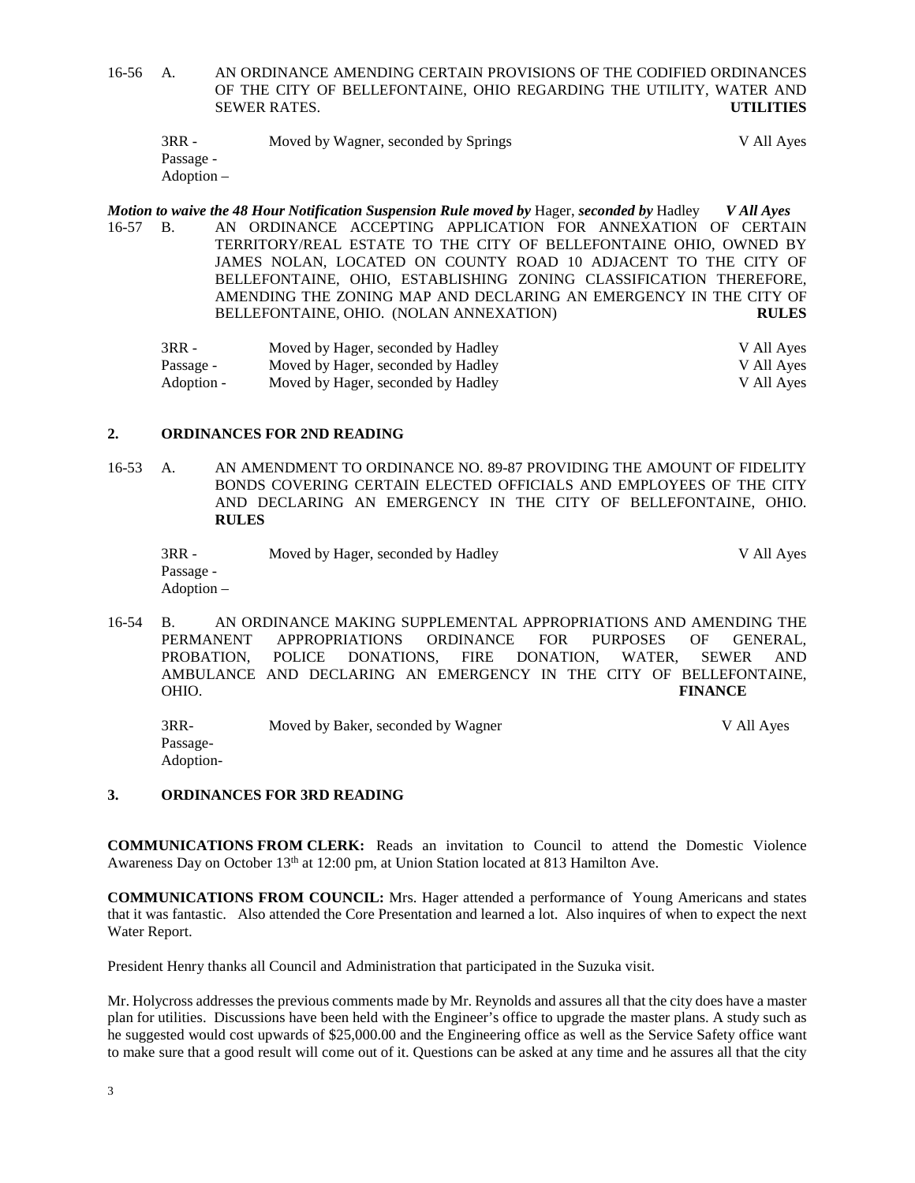16-56 A. AN ORDINANCE AMENDING CERTAIN PROVISIONS OF THE CODIFIED ORDINANCES OF THE CITY OF BELLEFONTAINE, OHIO REGARDING THE UTILITY, WATER AND SEWER RATES. **UTILITIES**

| | | |
|---|---|---|
| 3RR - | Moved by Wagner, seconded by Springs | V All Ayes |
| Passage - | | |
| Adoption – | | |

***Motion to waive the 48 Hour Notification Suspension Rule moved by*** Hager, ***seconded by*** Hadley ***V All Ayes***

16-57 B. AN ORDINANCE ACCEPTING APPLICATION FOR ANNEXATION OF CERTAIN TERRITORY/REAL ESTATE TO THE CITY OF BELLEFONTAINE OHIO, OWNED BY JAMES NOLAN, LOCATED ON COUNTY ROAD 10 ADJACENT TO THE CITY OF BELLEFONTAINE, OHIO, ESTABLISHING ZONING CLASSIFICATION THEREFORE, AMENDING THE ZONING MAP AND DECLARING AN EMERGENCY IN THE CITY OF BELLEFONTAINE, OHIO. (NOLAN ANNEXATION) **RULES**

| | | |
|---|---|---|
| 3RR - | Moved by Hager, seconded by Hadley | V All Ayes |
| Passage - | Moved by Hager, seconded by Hadley | V All Ayes |
| Adoption - | Moved by Hager, seconded by Hadley | V All Ayes |

## 2. ORDINANCES FOR 2ND READING

16-53 A. AN AMENDMENT TO ORDINANCE NO. 89-87 PROVIDING THE AMOUNT OF FIDELITY BONDS COVERING CERTAIN ELECTED OFFICIALS AND EMPLOYEES OF THE CITY AND DECLARING AN EMERGENCY IN THE CITY OF BELLEFONTAINE, OHIO. **RULES**

| | | |
|---|---|---|
| 3RR - | Moved by Hager, seconded by Hadley | V All Ayes |
| Passage - | | |
| Adoption – | | |

16-54 B. AN ORDINANCE MAKING SUPPLEMENTAL APPROPRIATIONS AND AMENDING THE PERMANENT APPROPRIATIONS ORDINANCE FOR PURPOSES OF GENERAL, PROBATION, POLICE DONATIONS, FIRE DONATION, WATER, SEWER AND AMBULANCE AND DECLARING AN EMERGENCY IN THE CITY OF BELLEFONTAINE, OHIO. **FINANCE**

| | | |
|---|---|---|
| 3RR- | Moved by Baker, seconded by Wagner | V All Ayes |
| Passage- | | |
| Adoption- | | |

## 3. ORDINANCES FOR 3RD READING

**COMMUNICATIONS FROM CLERK:** Reads an invitation to Council to attend the Domestic Violence Awareness Day on October 13th at 12:00 pm, at Union Station located at 813 Hamilton Ave.

**COMMUNICATIONS FROM COUNCIL:** Mrs. Hager attended a performance of Young Americans and states that it was fantastic. Also attended the Core Presentation and learned a lot. Also inquires of when to expect the next Water Report.

President Henry thanks all Council and Administration that participated in the Suzuka visit.

Mr. Holycross addresses the previous comments made by Mr. Reynolds and assures all that the city does have a master plan for utilities. Discussions have been held with the Engineer's office to upgrade the master plans. A study such as he suggested would cost upwards of $25,000.00 and the Engineering office as well as the Service Safety office want to make sure that a good result will come out of it. Questions can be asked at any time and he assures all that the city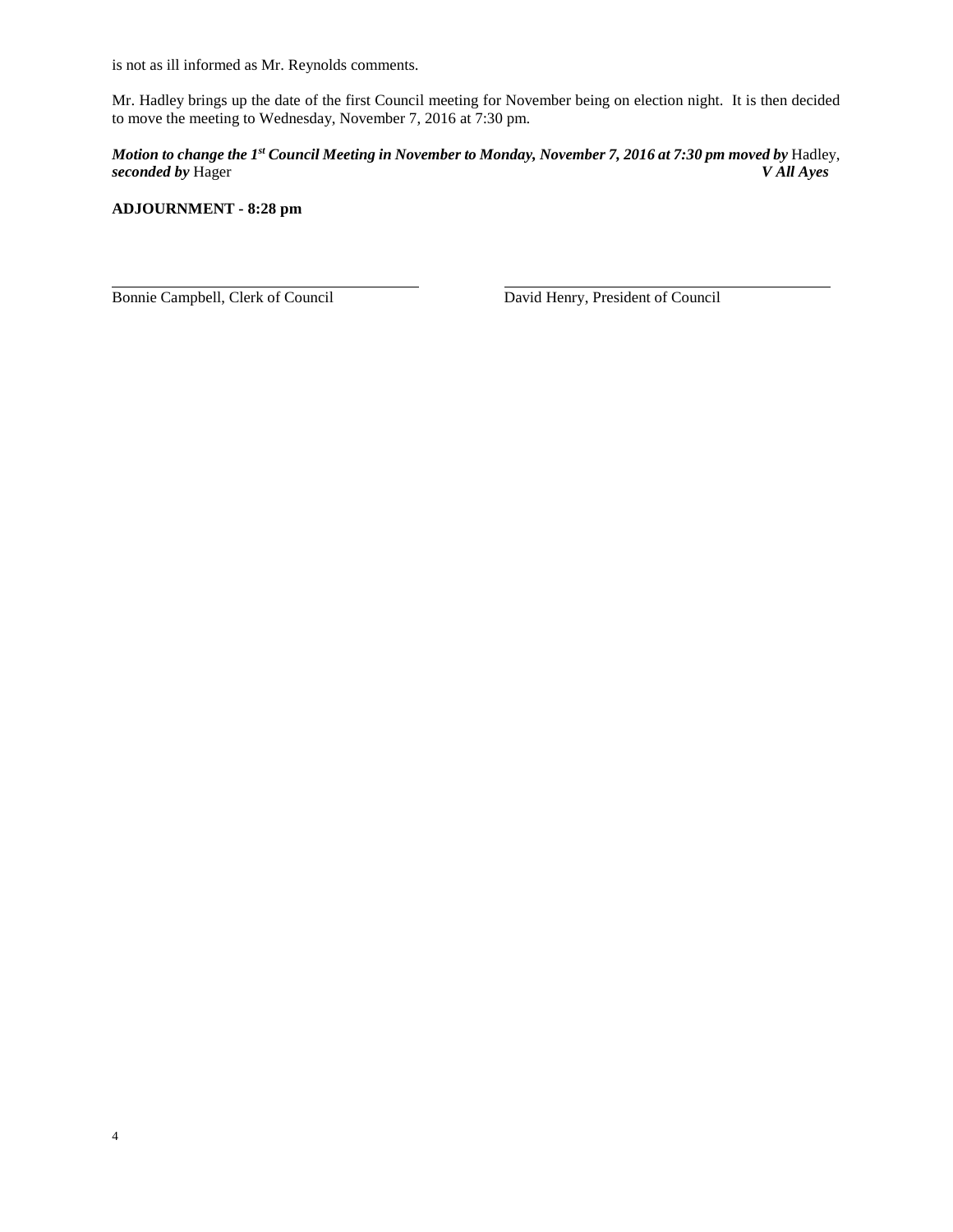is not as ill informed as Mr. Reynolds comments.

Mr. Hadley brings up the date of the first Council meeting for November being on election night. It is then decided to move the meeting to Wednesday, November 7, 2016 at 7:30 pm.

***Motion to change the 1st Council Meeting in November to Monday, November 7, 2016 at 7:30 pm moved by*** Hadley, ***seconded by*** Hager ***V All Ayes***

**ADJOURNMENT - 8:28 pm**

Bonnie Campbell, Clerk of Council

David Henry, President of Council